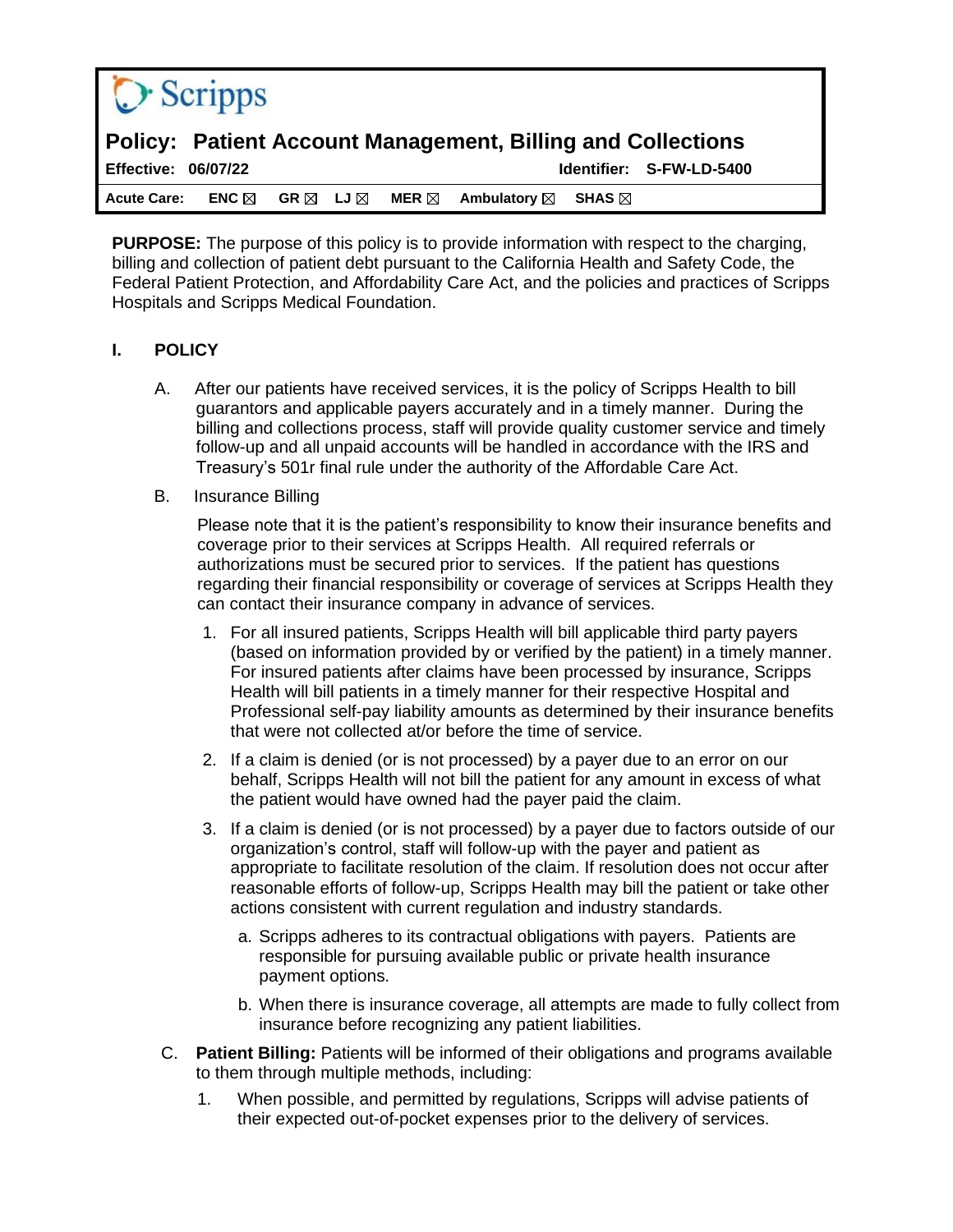Scripps

**Policy: Patient Account Management, Billing and Collections**

**Effective: 06/07/22** **Identifier: S-FW-LD-5400**

**Acute Care: ENC ☒ GR ☒ LJ ☒ MER ☒ Ambulatory ☒ SHAS ☒**

**PURPOSE:** The purpose of this policy is to provide information with respect to the charging, billing and collection of patient debt pursuant to the California Health and Safety Code, the Federal Patient Protection, and Affordability Care Act, and the policies and practices of Scripps Hospitals and Scripps Medical Foundation.

## I. POLICY

A. After our patients have received services, it is the policy of Scripps Health to bill guarantors and applicable payers accurately and in a timely manner. During the billing and collections process, staff will provide quality customer service and timely follow-up and all unpaid accounts will be handled in accordance with the IRS and Treasury's 501r final rule under the authority of the Affordable Care Act.

B. Insurance Billing

Please note that it is the patient's responsibility to know their insurance benefits and coverage prior to their services at Scripps Health. All required referrals or authorizations must be secured prior to services. If the patient has questions regarding their financial responsibility or coverage of services at Scripps Health they can contact their insurance company in advance of services.

1. For all insured patients, Scripps Health will bill applicable third party payers (based on information provided by or verified by the patient) in a timely manner. For insured patients after claims have been processed by insurance, Scripps Health will bill patients in a timely manner for their respective Hospital and Professional self-pay liability amounts as determined by their insurance benefits that were not collected at/or before the time of service.
2. If a claim is denied (or is not processed) by a payer due to an error on our behalf, Scripps Health will not bill the patient for any amount in excess of what the patient would have owned had the payer paid the claim.
3. If a claim is denied (or is not processed) by a payer due to factors outside of our organization's control, staff will follow-up with the payer and patient as appropriate to facilitate resolution of the claim. If resolution does not occur after reasonable efforts of follow-up, Scripps Health may bill the patient or take other actions consistent with current regulation and industry standards.
   a. Scripps adheres to its contractual obligations with payers. Patients are responsible for pursuing available public or private health insurance payment options.
   b. When there is insurance coverage, all attempts are made to fully collect from insurance before recognizing any patient liabilities.

C. **Patient Billing:** Patients will be informed of their obligations and programs available to them through multiple methods, including:

1. When possible, and permitted by regulations, Scripps will advise patients of their expected out-of-pocket expenses prior to the delivery of services.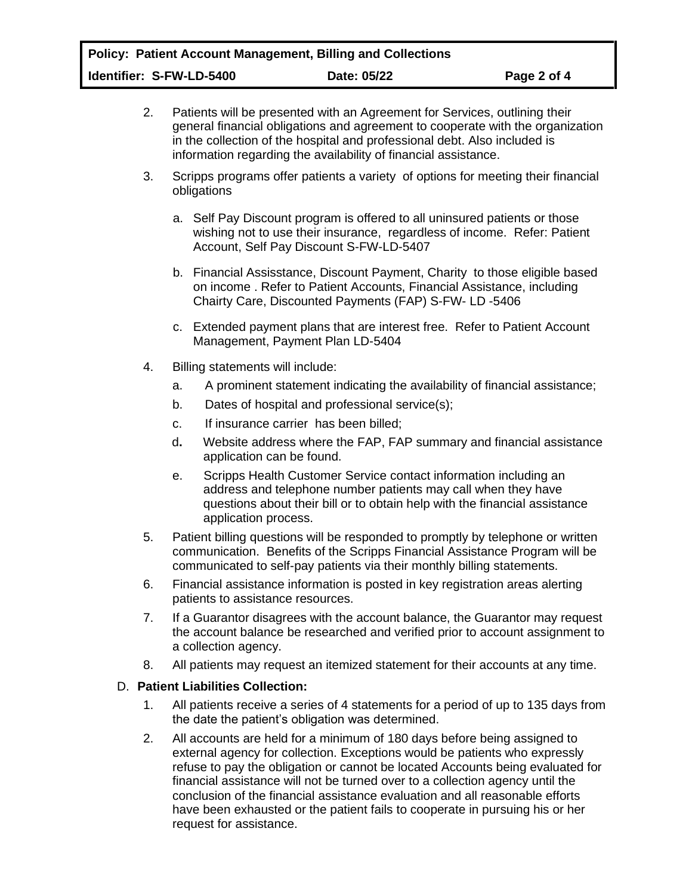2. Patients will be presented with an Agreement for Services, outlining their general financial obligations and agreement to cooperate with the organization in the collection of the hospital and professional debt. Also included is information regarding the availability of financial assistance.

3. Scripps programs offer patients a variety of options for meeting their financial obligations

   a. Self Pay Discount program is offered to all uninsured patients or those wishing not to use their insurance, regardless of income. Refer: Patient Account, Self Pay Discount S-FW-LD-5407

   b. Financial Assisstance, Discount Payment, Charity to those eligible based on income . Refer to Patient Accounts, Financial Assistance, including Chairty Care, Discounted Payments (FAP) S-FW- LD -5406

   c. Extended payment plans that are interest free. Refer to Patient Account Management, Payment Plan LD-5404

4. Billing statements will include:

   a. A prominent statement indicating the availability of financial assistance;

   b. Dates of hospital and professional service(s);

   c. If insurance carrier has been billed;

   d. Website address where the FAP, FAP summary and financial assistance application can be found.

   e. Scripps Health Customer Service contact information including an address and telephone number patients may call when they have questions about their bill or to obtain help with the financial assistance application process.

5. Patient billing questions will be responded to promptly by telephone or written communication. Benefits of the Scripps Financial Assistance Program will be communicated to self-pay patients via their monthly billing statements.

6. Financial assistance information is posted in key registration areas alerting patients to assistance resources.

7. If a Guarantor disagrees with the account balance, the Guarantor may request the account balance be researched and verified prior to account assignment to a collection agency.

8. All patients may request an itemized statement for their accounts at any time.

D. **Patient Liabilities Collection:**

1. All patients receive a series of 4 statements for a period of up to 135 days from the date the patient's obligation was determined.

2. All accounts are held for a minimum of 180 days before being assigned to external agency for collection. Exceptions would be patients who expressly refuse to pay the obligation or cannot be located Accounts being evaluated for financial assistance will not be turned over to a collection agency until the conclusion of the financial assistance evaluation and all reasonable efforts have been exhausted or the patient fails to cooperate in pursuing his or her request for assistance.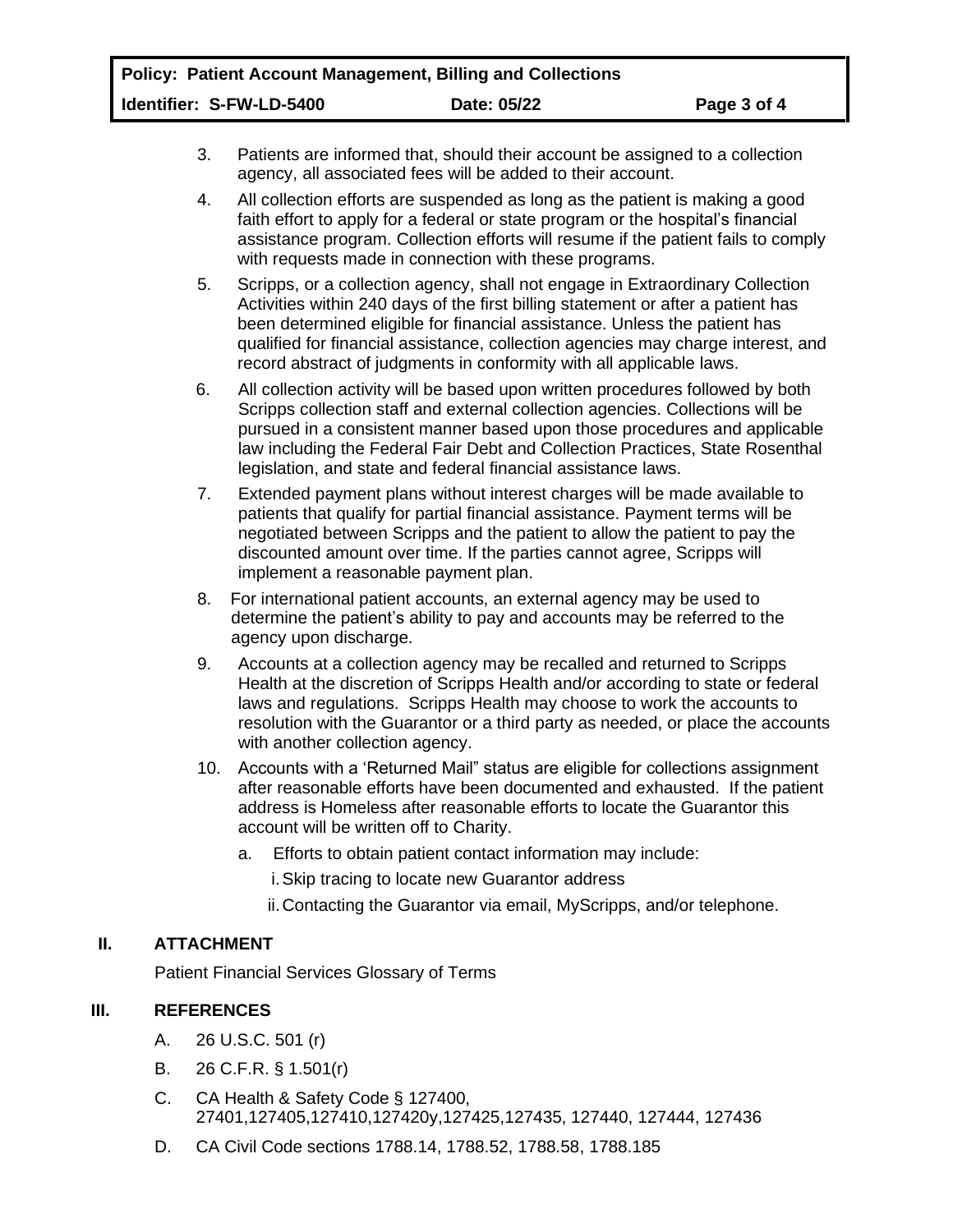3. Patients are informed that, should their account be assigned to a collection agency, all associated fees will be added to their account.

4. All collection efforts are suspended as long as the patient is making a good faith effort to apply for a federal or state program or the hospital's financial assistance program. Collection efforts will resume if the patient fails to comply with requests made in connection with these programs.

5. Scripps, or a collection agency, shall not engage in Extraordinary Collection Activities within 240 days of the first billing statement or after a patient has been determined eligible for financial assistance. Unless the patient has qualified for financial assistance, collection agencies may charge interest, and record abstract of judgments in conformity with all applicable laws.

6. All collection activity will be based upon written procedures followed by both Scripps collection staff and external collection agencies. Collections will be pursued in a consistent manner based upon those procedures and applicable law including the Federal Fair Debt and Collection Practices, State Rosenthal legislation, and state and federal financial assistance laws.

7. Extended payment plans without interest charges will be made available to patients that qualify for partial financial assistance. Payment terms will be negotiated between Scripps and the patient to allow the patient to pay the discounted amount over time. If the parties cannot agree, Scripps will implement a reasonable payment plan.

8. For international patient accounts, an external agency may be used to determine the patient's ability to pay and accounts may be referred to the agency upon discharge.

9. Accounts at a collection agency may be recalled and returned to Scripps Health at the discretion of Scripps Health and/or according to state or federal laws and regulations. Scripps Health may choose to work the accounts to resolution with the Guarantor or a third party as needed, or place the accounts with another collection agency.

10. Accounts with a 'Returned Mail" status are eligible for collections assignment after reasonable efforts have been documented and exhausted. If the patient address is Homeless after reasonable efforts to locate the Guarantor this account will be written off to Charity.

    a. Efforts to obtain patient contact information may include:

        i. Skip tracing to locate new Guarantor address

        ii. Contacting the Guarantor via email, MyScripps, and/or telephone.

## II. ATTACHMENT

Patient Financial Services Glossary of Terms

## III. REFERENCES

A. 26 U.S.C. 501 (r)

B. 26 C.F.R. § 1.501(r)

C. CA Health & Safety Code § 127400, 27401,127405,127410,127420y,127425,127435, 127440, 127444, 127436

D. CA Civil Code sections 1788.14, 1788.52, 1788.58, 1788.185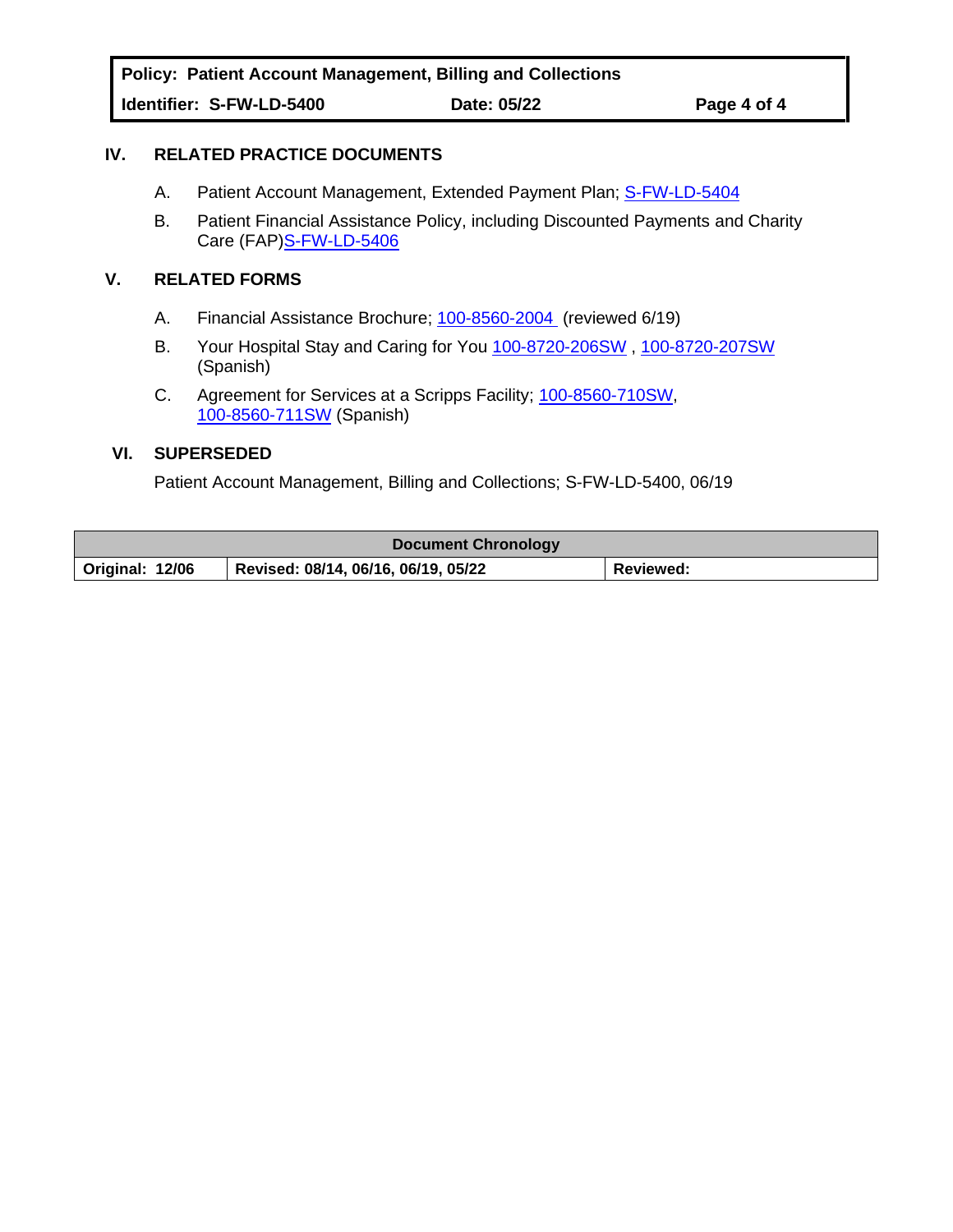## IV. RELATED PRACTICE DOCUMENTS

A. Patient Account Management, Extended Payment Plan; S-FW-LD-5404

B. Patient Financial Assistance Policy, including Discounted Payments and Charity Care (FAP)S-FW-LD-5406

## V. RELATED FORMS

A. Financial Assistance Brochure; 100-8560-2004 (reviewed 6/19)

B. Your Hospital Stay and Caring for You 100-8720-206SW , 100-8720-207SW (Spanish)

C. Agreement for Services at a Scripps Facility; 100-8560-710SW, 100-8560-711SW (Spanish)

## VI. SUPERSEDED

Patient Account Management, Billing and Collections; S-FW-LD-5400, 06/19

| Document Chronology | | |
|---|---|---|
| **Original: 12/06** | **Revised: 08/14, 06/16, 06/19, 05/22** | **Reviewed:** |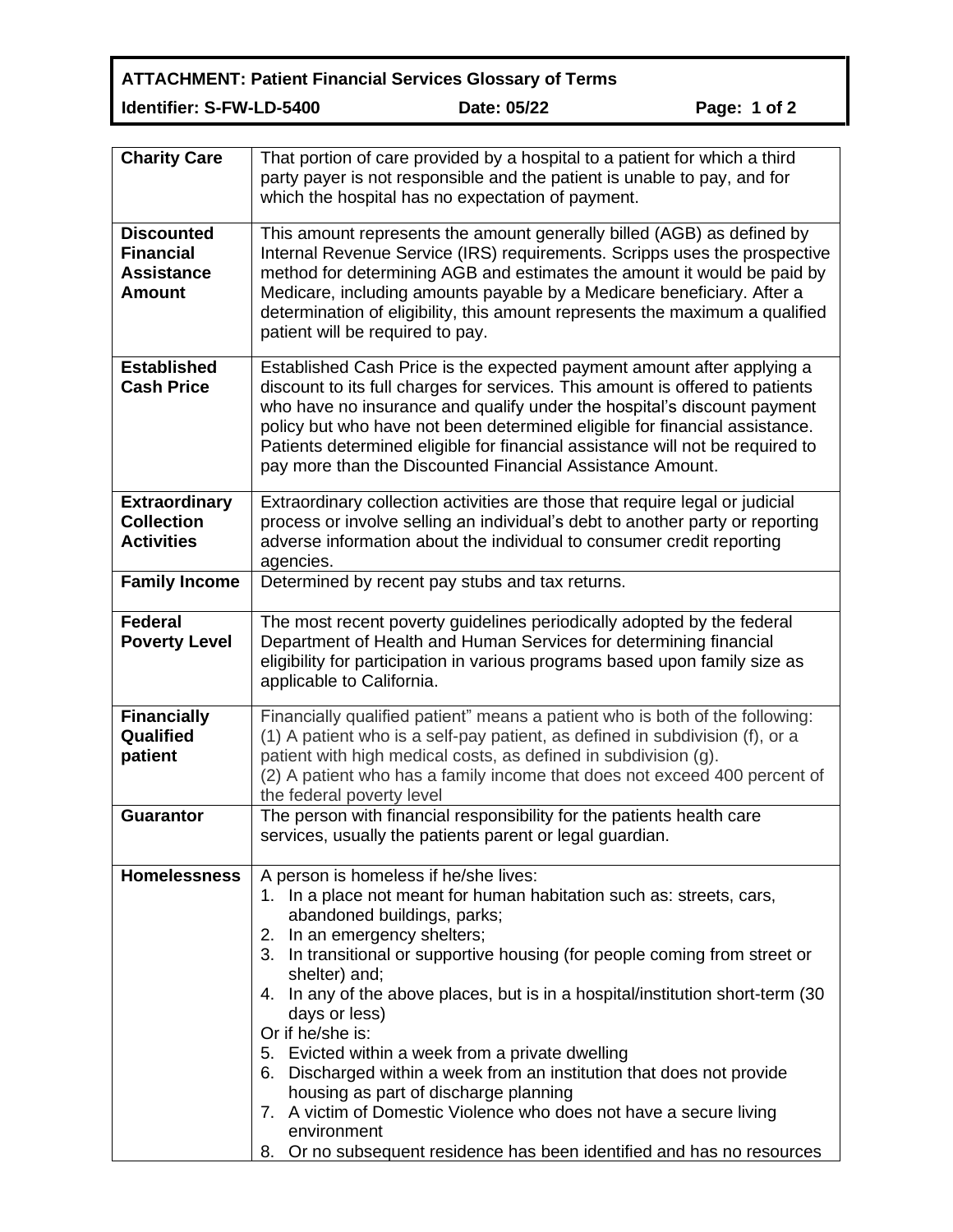**ATTACHMENT: Patient Financial Services Glossary of Terms**

**Identifier: S-FW-LD-5400** **Date: 05/22**

| Term | Definition |
|---|---|
| **Charity Care** | That portion of care provided by a hospital to a patient for which a third party payer is not responsible and the patient is unable to pay, and for which the hospital has no expectation of payment. |
| **Discounted Financial Assistance Amount** | This amount represents the amount generally billed (AGB) as defined by Internal Revenue Service (IRS) requirements. Scripps uses the prospective method for determining AGB and estimates the amount it would be paid by Medicare, including amounts payable by a Medicare beneficiary. After a determination of eligibility, this amount represents the maximum a qualified patient will be required to pay. |
| **Established Cash Price** | Established Cash Price is the expected payment amount after applying a discount to its full charges for services. This amount is offered to patients who have no insurance and qualify under the hospital's discount payment policy but who have not been determined eligible for financial assistance. Patients determined eligible for financial assistance will not be required to pay more than the Discounted Financial Assistance Amount. |
| **Extraordinary Collection Activities** | Extraordinary collection activities are those that require legal or judicial process or involve selling an individual's debt to another party or reporting adverse information about the individual to consumer credit reporting agencies. |
| **Family Income** | Determined by recent pay stubs and tax returns. |
| **Federal Poverty Level** | The most recent poverty guidelines periodically adopted by the federal Department of Health and Human Services for determining financial eligibility for participation in various programs based upon family size as applicable to California. |
| **Financially Qualified patient** | Financially qualified patient" means a patient who is both of the following:<br>(1) A patient who is a self-pay patient, as defined in subdivision (f), or a patient with high medical costs, as defined in subdivision (g).<br>(2) A patient who has a family income that does not exceed 400 percent of the federal poverty level |
| **Guarantor** | The person with financial responsibility for the patients health care services, usually the patients parent or legal guardian. |
| **Homelessness** | A person is homeless if he/she lives:<br>1. In a place not meant for human habitation such as: streets, cars, abandoned buildings, parks;<br>2. In an emergency shelters;<br>3. In transitional or supportive housing (for people coming from street or shelter) and;<br>4. In any of the above places, but is in a hospital/institution short-term (30 days or less)<br>Or if he/she is:<br>5. Evicted within a week from a private dwelling<br>6. Discharged within a week from an institution that does not provide housing as part of discharge planning<br>7. A victim of Domestic Violence who does not have a secure living environment<br>8. Or no subsequent residence has been identified and has no resources |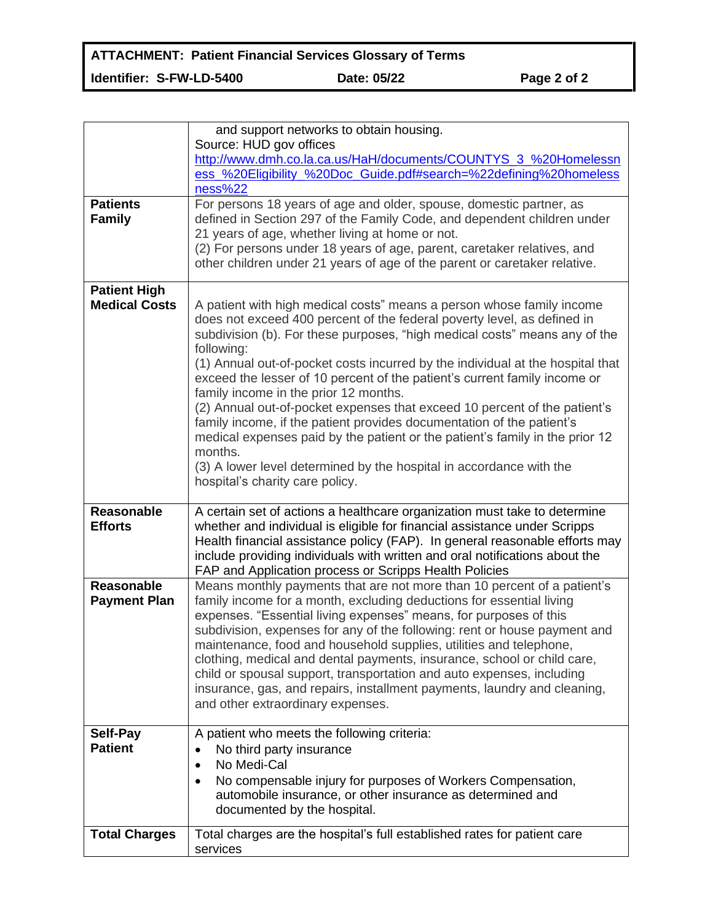| | |
|---|---|
| | and support networks to obtain housing.<br>Source: HUD gov offices<br>[http://www.dmh.co.la.ca.us/HaH/documents/COUNTYS_3_%20Homelessness_%20Eligibility_%20Doc_Guide.pdf#search=%22defining%20homelessness%22](http://www.dmh.co.la.ca.us/HaH/documents/COUNTYS_3_%20Homelessness_%20Eligibility_%20Doc_Guide.pdf#search=%22defining%20homelessness%22) |
| **Patients Family** | For persons 18 years of age and older, spouse, domestic partner, as defined in Section 297 of the Family Code, and dependent children under 21 years of age, whether living at home or not.<br>(2) For persons under 18 years of age, parent, caretaker relatives, and other children under 21 years of age of the parent or caretaker relative. |
| **Patient High Medical Costs** | A patient with high medical costs" means a person whose family income does not exceed 400 percent of the federal poverty level, as defined in subdivision (b). For these purposes, "high medical costs" means any of the following:<br>(1) Annual out-of-pocket costs incurred by the individual at the hospital that exceed the lesser of 10 percent of the patient's current family income or family income in the prior 12 months.<br>(2) Annual out-of-pocket expenses that exceed 10 percent of the patient's family income, if the patient provides documentation of the patient's medical expenses paid by the patient or the patient's family in the prior 12 months.<br>(3) A lower level determined by the hospital in accordance with the hospital's charity care policy. |
| **Reasonable Efforts** | A certain set of actions a healthcare organization must take to determine whether and individual is eligible for financial assistance under Scripps Health financial assistance policy (FAP). In general reasonable efforts may include providing individuals with written and oral notifications about the FAP and Application process or Scripps Health Policies |
| **Reasonable Payment Plan** | Means monthly payments that are not more than 10 percent of a patient's family income for a month, excluding deductions for essential living expenses. "Essential living expenses" means, for purposes of this subdivision, expenses for any of the following: rent or house payment and maintenance, food and household supplies, utilities and telephone, clothing, medical and dental payments, insurance, school or child care, child or spousal support, transportation and auto expenses, including insurance, gas, and repairs, installment payments, laundry and cleaning, and other extraordinary expenses. |
| **Self-Pay Patient** | A patient who meets the following criteria:<br>• No third party insurance<br>• No Medi-Cal<br>• No compensable injury for purposes of Workers Compensation, automobile insurance, or other insurance as determined and documented by the hospital. |
| **Total Charges** | Total charges are the hospital's full established rates for patient care services |